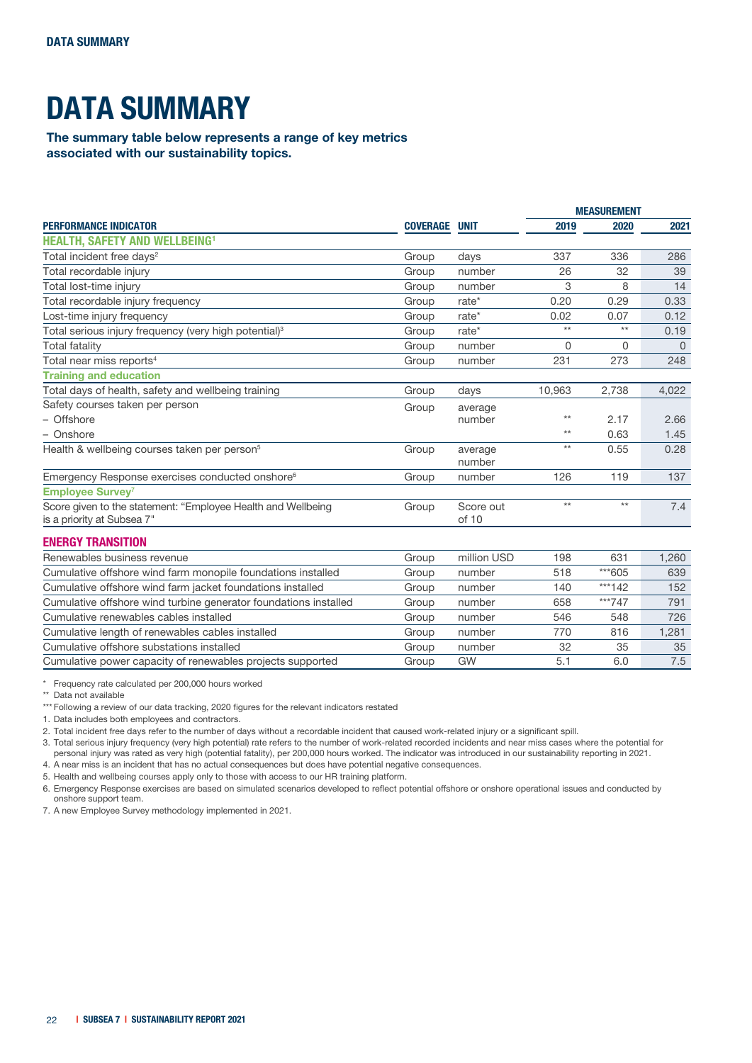# DATA SUMMARY

**The summary table below represents a range of key metrics associated with our sustainability topics.**

| PERFORMANCE INDICATOR | COVERAGE | UNIT | MEASUREMENT 2019 | 2020 | 2021 |
|---|---|---|---|---|---|
| **HEALTH, SAFETY AND WELLBEING[1]** | | | | | |
| Total incident free days[2] | Group | days | 337 | 336 | 286 |
| Total recordable injury | Group | number | 26 | 32 | 39 |
| Total lost-time injury | Group | number | 3 | 8 | 14 |
| Total recordable injury frequency | Group | rate* | 0.20 | 0.29 | 0.33 |
| Lost-time injury frequency | Group | rate* | 0.02 | 0.07 | 0.12 |
| Total serious injury frequency (very high potential)[3] | Group | rate* | ** | ** | 0.19 |
| Total fatality | Group | number | 0 | 0 | 0 |
| Total near miss reports[4] | Group | number | 231 | 273 | 248 |
| **Training and education** | | | | | |
| Total days of health, safety and wellbeing training | Group | days | 10,963 | 2,738 | 4,022 |
| Safety courses taken per person | Group | average number | | | |
| – Offshore | | | ** | 2.17 | 2.66 |
| – Onshore | | | ** | 0.63 | 1.45 |
| Health & wellbeing courses taken per person[5] | Group | average number | ** | 0.55 | 0.28 |
| Emergency Response exercises conducted onshore[6] | Group | number | 126 | 119 | 137 |
| **Employee Survey[7]** | | | | | |
| Score given to the statement: "Employee Health and Wellbeing is a priority at Subsea 7" | Group | Score out of 10 | ** | ** | 7.4 |
| **ENERGY TRANSITION** | | | | | |
| Renewables business revenue | Group | million USD | 198 | 631 | 1,260 |
| Cumulative offshore wind farm monopile foundations installed | Group | number | 518 | ***605 | 639 |
| Cumulative offshore wind farm jacket foundations installed | Group | number | 140 | ***142 | 152 |
| Cumulative offshore wind turbine generator foundations installed | Group | number | 658 | ***747 | 791 |
| Cumulative renewables cables installed | Group | number | 546 | 548 | 726 |
| Cumulative length of renewables cables installed | Group | number | 770 | 816 | 1,281 |
| Cumulative offshore substations installed | Group | number | 32 | 35 | 35 |
| Cumulative power capacity of renewables projects supported | Group | GW | 5.1 | 6.0 | 7.5 |

\* Frequency rate calculated per 200,000 hours worked

** Data not available

*** Following a review of our data tracking, 2020 figures for the relevant indicators restated

1. Data includes both employees and contractors.
2. Total incident free days refer to the number of days without a recordable incident that caused work-related injury or a significant spill.
3. Total serious injury frequency (very high potential) rate refers to the number of work-related recorded incidents and near miss cases where the potential for personal injury was rated as very high (potential fatality), per 200,000 hours worked. The indicator was introduced in our sustainability reporting in 2021.
4. A near miss is an incident that has no actual consequences but does have potential negative consequences.
5. Health and wellbeing courses apply only to those with access to our HR training platform.
6. Emergency Response exercises are based on simulated scenarios developed to reflect potential offshore or onshore operational issues and conducted by onshore support team.
7. A new Employee Survey methodology implemented in 2021.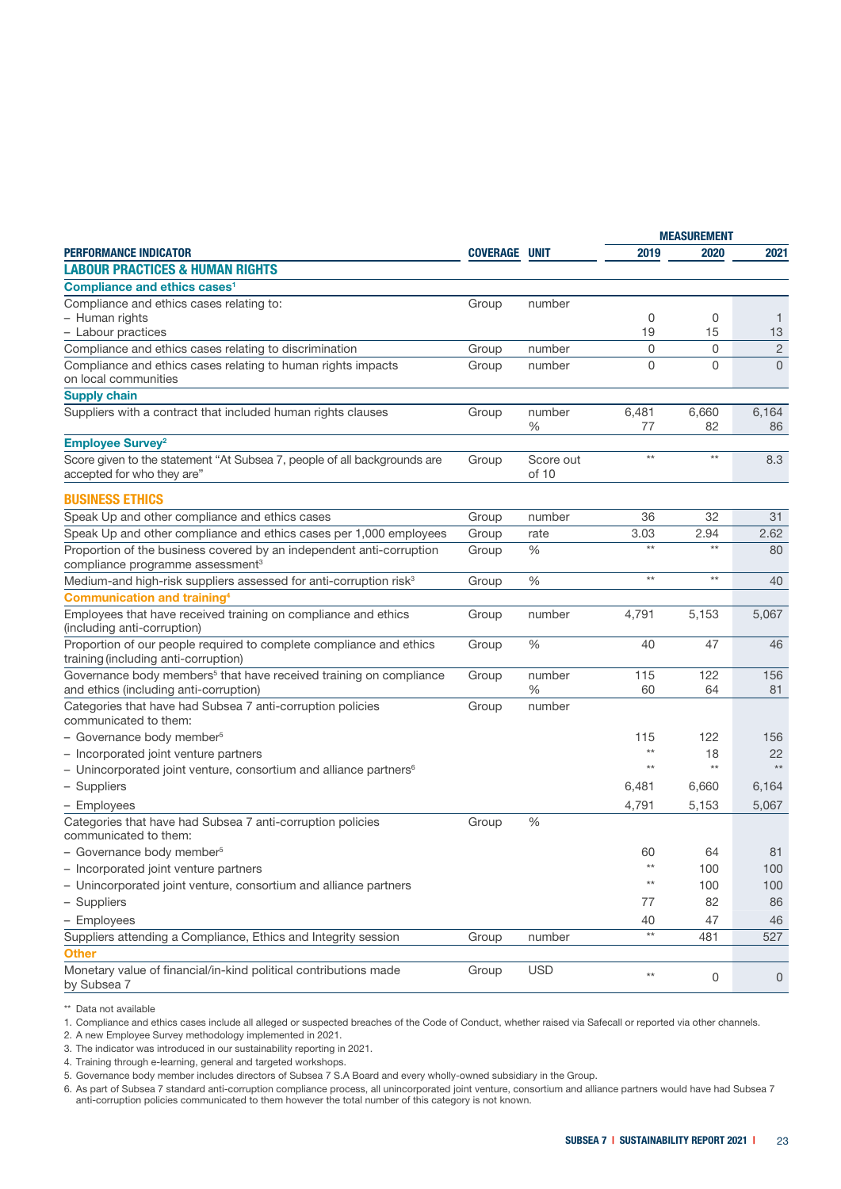| PERFORMANCE INDICATOR | COVERAGE | UNIT | MEASUREMENT 2019 | 2020 | 2021 |
|---|---|---|---|---|---|
| **LABOUR PRACTICES & HUMAN RIGHTS** | | | | | |
| **Compliance and ethics cases[1]** | | | | | |
| Compliance and ethics cases relating to: | Group | number | | | |
| – Human rights | | | 0 | 0 | 1 |
| – Labour practices | | | 19 | 15 | 13 |
| Compliance and ethics cases relating to discrimination | Group | number | 0 | 0 | 2 |
| Compliance and ethics cases relating to human rights impacts on local communities | Group | number | 0 | 0 | 0 |
| **Supply chain** | | | | | |
| Suppliers with a contract that included human rights clauses | Group | number | 6,481 | 6,660 | 6,164 |
| | | % | 77 | 82 | 86 |
| **Employee Survey[2]** | | | | | |
| Score given to the statement "At Subsea 7, people of all backgrounds are accepted for who they are" | Group | Score out of 10 | ** | ** | 8.3 |
| **BUSINESS ETHICS** | | | | | |
| Speak Up and other compliance and ethics cases | Group | number | 36 | 32 | 31 |
| Speak Up and other compliance and ethics cases per 1,000 employees | Group | rate | 3.03 | 2.94 | 2.62 |
| Proportion of the business covered by an independent anti-corruption compliance programme assessment[3] | Group | % | ** | ** | 80 |
| Medium-and high-risk suppliers assessed for anti-corruption risk[3] | Group | % | ** | ** | 40 |
| **Communication and training[4]** | | | | | |
| Employees that have received training on compliance and ethics (including anti-corruption) | Group | number | 4,791 | 5,153 | 5,067 |
| Proportion of our people required to complete compliance and ethics training (including anti-corruption) | Group | % | 40 | 47 | 46 |
| Governance body members[5] that have received training on compliance and ethics (including anti-corruption) | Group | number | 115 | 122 | 156 |
| | | % | 60 | 64 | 81 |
| Categories that have had Subsea 7 anti-corruption policies communicated to them: | Group | number | | | |
| – Governance body member[5] | | | 115 | 122 | 156 |
| – Incorporated joint venture partners | | | ** | 18 | 22 |
| – Unincorporated joint venture, consortium and alliance partners[6] | | | ** | ** | ** |
| – Suppliers | | | 6,481 | 6,660 | 6,164 |
| – Employees | | | 4,791 | 5,153 | 5,067 |
| Categories that have had Subsea 7 anti-corruption policies communicated to them: | Group | % | | | |
| – Governance body member[5] | | | 60 | 64 | 81 |
| – Incorporated joint venture partners | | | ** | 100 | 100 |
| – Unincorporated joint venture, consortium and alliance partners | | | ** | 100 | 100 |
| – Suppliers | | | 77 | 82 | 86 |
| – Employees | | | 40 | 47 | 46 |
| Suppliers attending a Compliance, Ethics and Integrity session | Group | number | ** | 481 | 527 |
| **Other** | | | | | |
| Monetary value of financial/in-kind political contributions made by Subsea 7 | Group | USD | ** | 0 | 0 |

** Data not available

1. Compliance and ethics cases include all alleged or suspected breaches of the Code of Conduct, whether raised via Safecall or reported via other channels.
2. A new Employee Survey methodology implemented in 2021.
3. The indicator was introduced in our sustainability reporting in 2021.
4. Training through e-learning, general and targeted workshops.
5. Governance body member includes directors of Subsea 7 S.A Board and every wholly-owned subsidiary in the Group.
6. As part of Subsea 7 standard anti-corruption compliance process, all unincorporated joint venture, consortium and alliance partners would have had Subsea 7 anti-corruption policies communicated to them however the total number of this category is not known.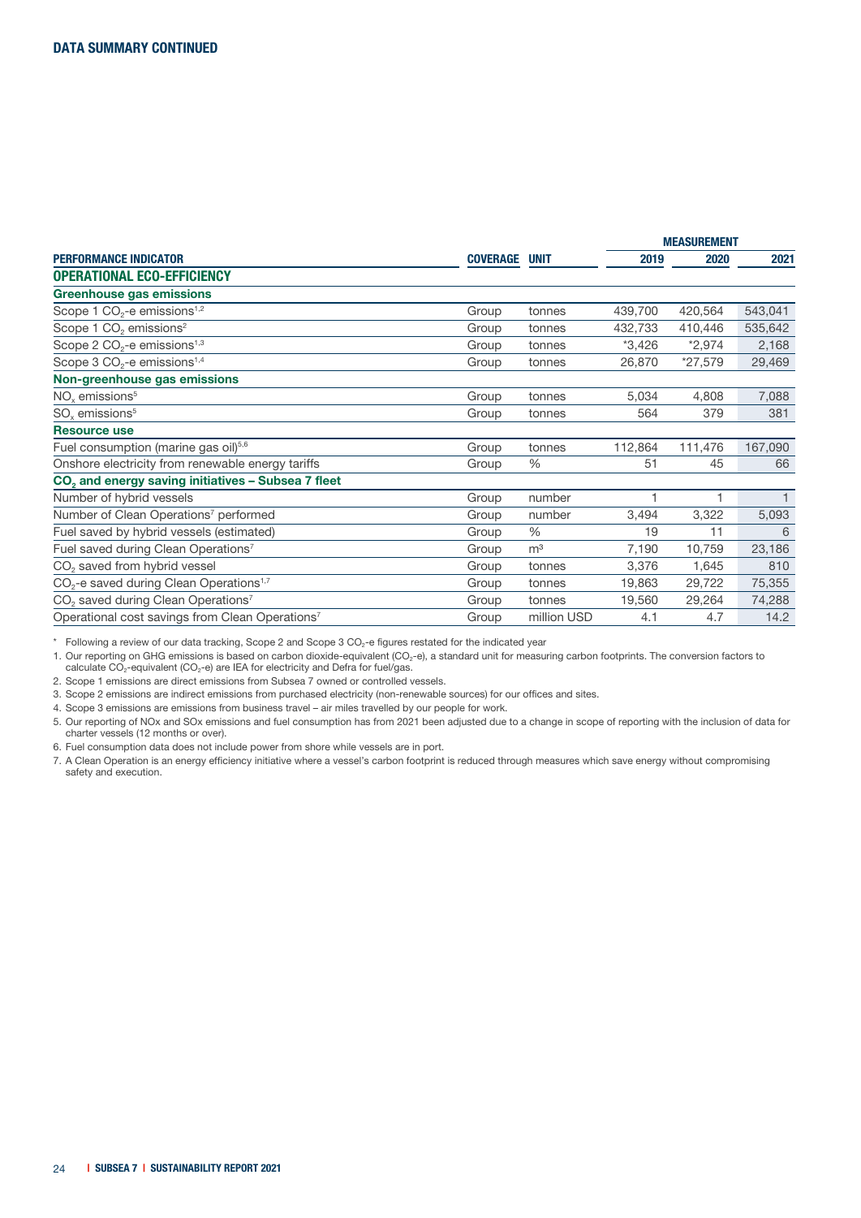## DATA SUMMARY CONTINUED

| PERFORMANCE INDICATOR | COVERAGE | UNIT | MEASUREMENT | | |
|---|---|---|---|---|---|
| | | | 2019 | 2020 | 2021 |
| **OPERATIONAL ECO-EFFICIENCY** | | | | | |
| **Greenhouse gas emissions** | | | | | |
| Scope 1 $CO_2$-e emissions[1,2] | Group | tonnes | 439,700 | 420,564 | 543,041 |
| Scope 1 $CO_2$ emissions[2] | Group | tonnes | 432,733 | 410,446 | 535,642 |
| Scope 2 $CO_2$-e emissions[1,3] | Group | tonnes | *3,426 | *2,974 | 2,168 |
| Scope 3 $CO_2$-e emissions[1,4] | Group | tonnes | 26,870 | *27,579 | 29,469 |
| **Non-greenhouse gas emissions** | | | | | |
| $NO_x$ emissions[5] | Group | tonnes | 5,034 | 4,808 | 7,088 |
| $SO_x$ emissions[5] | Group | tonnes | 564 | 379 | 381 |
| **Resource use** | | | | | |
| Fuel consumption (marine gas oil)[5,6] | Group | tonnes | 112,864 | 111,476 | 167,090 |
| Onshore electricity from renewable energy tariffs | Group | % | 51 | 45 | 66 |
| **$CO_2$ and energy saving initiatives – Subsea 7 fleet** | | | | | |
| Number of hybrid vessels | Group | number | 1 | 1 | 1 |
| Number of Clean Operations[7] performed | Group | number | 3,494 | 3,322 | 5,093 |
| Fuel saved by hybrid vessels (estimated) | Group | % | 19 | 11 | 6 |
| Fuel saved during Clean Operations[7] | Group | $m^3$ | 7,190 | 10,759 | 23,186 |
| $CO_2$ saved from hybrid vessel | Group | tonnes | 3,376 | 1,645 | 810 |
| $CO_2$-e saved during Clean Operations[1,7] | Group | tonnes | 19,863 | 29,722 | 75,355 |
| $CO_2$ saved during Clean Operations[7] | Group | tonnes | 19,560 | 29,264 | 74,288 |
| Operational cost savings from Clean Operations[7] | Group | million USD | 4.1 | 4.7 | 14.2 |

\* Following a review of our data tracking, Scope 2 and Scope 3 $CO_2$-e figures restated for the indicated year

1. Our reporting on GHG emissions is based on carbon dioxide-equivalent ($CO_2$-e), a standard unit for measuring carbon footprints. The conversion factors to calculate $CO_2$-equivalent ($CO_2$-e) are IEA for electricity and Defra for fuel/gas.
2. Scope 1 emissions are direct emissions from Subsea 7 owned or controlled vessels.
3. Scope 2 emissions are indirect emissions from purchased electricity (non-renewable sources) for our offices and sites.
4. Scope 3 emissions are emissions from business travel – air miles travelled by our people for work.
5. Our reporting of NOx and SOx emissions and fuel consumption has from 2021 been adjusted due to a change in scope of reporting with the inclusion of data for charter vessels (12 months or over).
6. Fuel consumption data does not include power from shore while vessels are in port.
7. A Clean Operation is an energy efficiency initiative where a vessel's carbon footprint is reduced through measures which save energy without compromising safety and execution.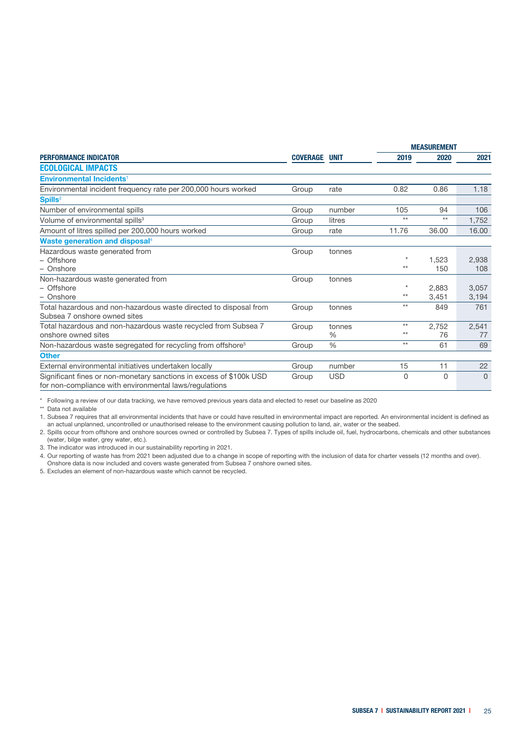| PERFORMANCE INDICATOR | COVERAGE | UNIT | MEASUREMENT | | |
|---|---|---|---|---|---|
| | | | 2019 | 2020 | 2021 |
| **ECOLOGICAL IMPACTS** | | | | | |
| **Environmental Incidents**[1] | | | | | |
| Environmental incident frequency rate per 200,000 hours worked | Group | rate | 0.82 | 0.86 | 1.18 |
| **Spills**[2] | | | | | |
| Number of environmental spills | Group | number | 105 | 94 | 106 |
| Volume of environmental spills[3] | Group | litres | ** | ** | 1,752 |
| Amount of litres spilled per 200,000 hours worked | Group | rate | 11.76 | 36.00 | 16.00 |
| **Waste generation and disposal**[4] | | | | | |
| Hazardous waste generated from | Group | tonnes | | | |
| – Offshore | | | * | 1,523 | 2,938 |
| – Onshore | | | ** | 150 | 108 |
| Non-hazardous waste generated from | Group | tonnes | | | |
| – Offshore | | | * | 2,883 | 3,057 |
| – Onshore | | | ** | 3,451 | 3,194 |
| Total hazardous and non-hazardous waste directed to disposal from Subsea 7 onshore owned sites | Group | tonnes | ** | 849 | 761 |
| Total hazardous and non-hazardous waste recycled from Subsea 7 onshore owned sites | Group | tonnes | ** | 2,752 | 2,541 |
| | | % | ** | 76 | 77 |
| Non-hazardous waste segregated for recycling from offshore[5] | Group | % | ** | 61 | 69 |
| **Other** | | | | | |
| External environmental initiatives undertaken locally | Group | number | 15 | 11 | 22 |
| Significant fines or non-monetary sanctions in excess of $100k USD for non-compliance with environmental laws/regulations | Group | USD | 0 | 0 | 0 |

\* Following a review of our data tracking, we have removed previous years data and elected to reset our baseline as 2020

** Data not available

1. Subsea 7 requires that all environmental incidents that have or could have resulted in environmental impact are reported. An environmental incident is defined as an actual unplanned, uncontrolled or unauthorised release to the environment causing pollution to land, air, water or the seabed.
2. Spills occur from offshore and onshore sources owned or controlled by Subsea 7. Types of spills include oil, fuel, hydrocarbons, chemicals and other substances (water, bilge water, grey water, etc.).
3. The indicator was introduced in our sustainability reporting in 2021.
4. Our reporting of waste has from 2021 been adjusted due to a change in scope of reporting with the inclusion of data for charter vessels (12 months and over). Onshore data is now included and covers waste generated from Subsea 7 onshore owned sites.
5. Excludes an element of non-hazardous waste which cannot be recycled.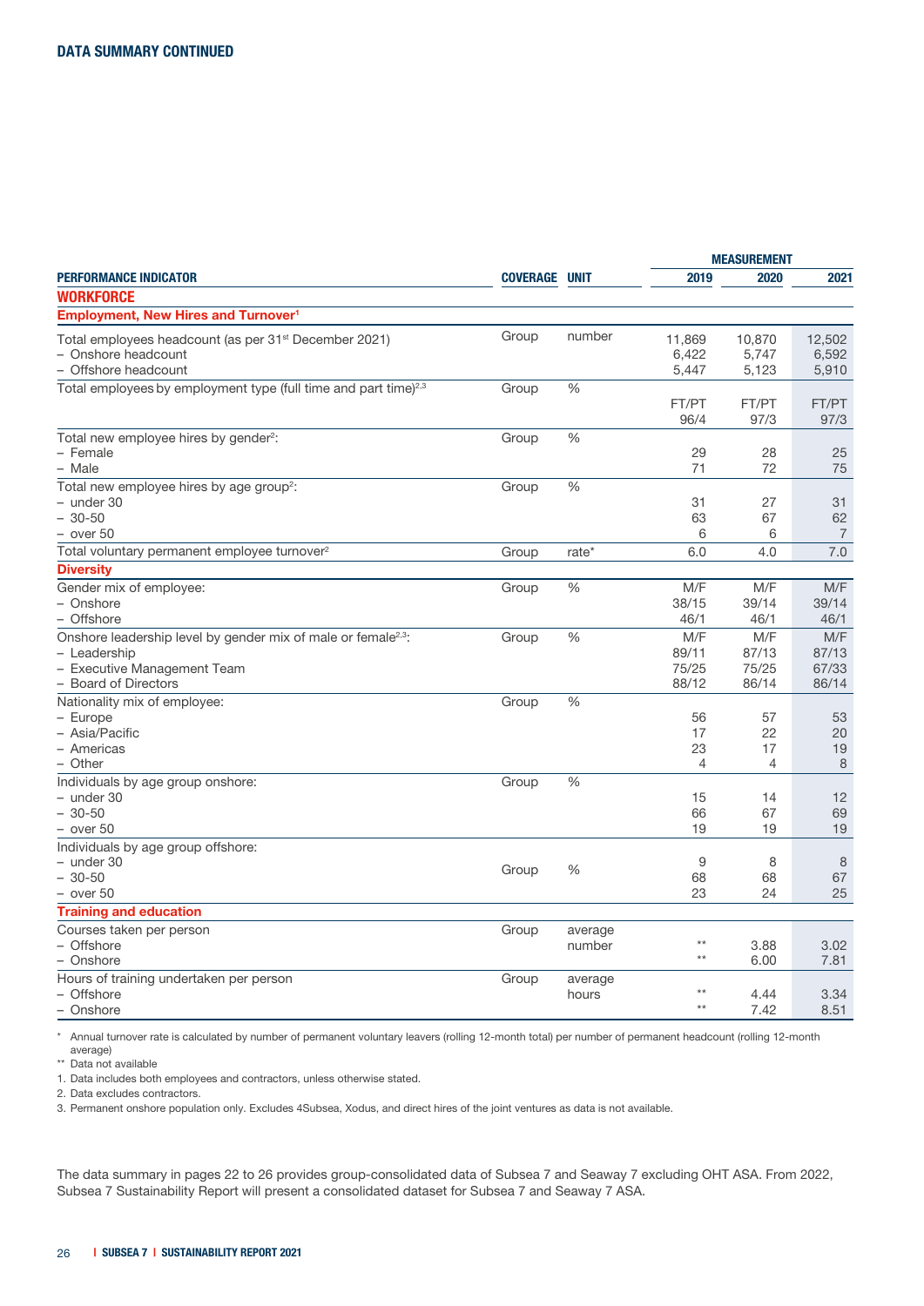## DATA SUMMARY CONTINUED

| PERFORMANCE INDICATOR | COVERAGE | UNIT | MEASUREMENT 2019 | 2020 | 2021 |
|---|---|---|---|---|---|
| **WORKFORCE** | | | | | |
| **Employment, New Hires and Turnover[1]** | | | | | |
| Total employees headcount (as per 31st December 2021) | Group | number | 11,869 | 10,870 | 12,502 |
| – Onshore headcount | | | 6,422 | 5,747 | 6,592 |
| – Offshore headcount | | | 5,447 | 5,123 | 5,910 |
| Total employees by employment type (full time and part time)[2,3] | Group | % | FT/PT 96/4 | FT/PT 97/3 | FT/PT 97/3 |
| Total new employee hires by gender[2]: | Group | % | | | |
| – Female | | | 29 | 28 | 25 |
| – Male | | | 71 | 72 | 75 |
| Total new employee hires by age group[2]: | Group | % | | | |
| – under 30 | | | 31 | 27 | 31 |
| – 30-50 | | | 63 | 67 | 62 |
| – over 50 | | | 6 | 6 | 7 |
| Total voluntary permanent employee turnover[2] | Group | rate* | 6.0 | 4.0 | 7.0 |
| **Diversity** | | | | | |
| Gender mix of employee: | Group | % | M/F | M/F | M/F |
| – Onshore | | | 38/15 | 39/14 | 39/14 |
| – Offshore | | | 46/1 | 46/1 | 46/1 |
| Onshore leadership level by gender mix of male or female[2,3]: | Group | % | M/F | M/F | M/F |
| – Leadership | | | 89/11 | 87/13 | 87/13 |
| – Executive Management Team | | | 75/25 | 75/25 | 67/33 |
| – Board of Directors | | | 88/12 | 86/14 | 86/14 |
| Nationality mix of employee: | Group | % | | | |
| – Europe | | | 56 | 57 | 53 |
| – Asia/Pacific | | | 17 | 22 | 20 |
| – Americas | | | 23 | 17 | 19 |
| – Other | | | 4 | 4 | 8 |
| Individuals by age group onshore: | Group | % | | | |
| – under 30 | | | 15 | 14 | 12 |
| – 30-50 | | | 66 | 67 | 69 |
| – over 50 | | | 19 | 19 | 19 |
| Individuals by age group offshore: | Group | % | | | |
| – under 30 | | | 9 | 8 | 8 |
| – 30-50 | | | 68 | 68 | 67 |
| – over 50 | | | 23 | 24 | 25 |
| **Training and education** | | | | | |
| Courses taken per person | Group | average number | | | |
| – Offshore | | | ** | 3.88 | 3.02 |
| – Onshore | | | ** | 6.00 | 7.81 |
| Hours of training undertaken per person | Group | average hours | | | |
| – Offshore | | | ** | 4.44 | 3.34 |
| – Onshore | | | ** | 7.42 | 8.51 |

\* Annual turnover rate is calculated by number of permanent voluntary leavers (rolling 12-month total) per number of permanent headcount (rolling 12-month average)

** Data not available

1. Data includes both employees and contractors, unless otherwise stated.
2. Data excludes contractors.
3. Permanent onshore population only. Excludes 4Subsea, Xodus, and direct hires of the joint ventures as data is not available.

The data summary in pages 22 to 26 provides group-consolidated data of Subsea 7 and Seaway 7 excluding OHT ASA. From 2022, Subsea 7 Sustainability Report will present a consolidated dataset for Subsea 7 and Seaway 7 ASA.